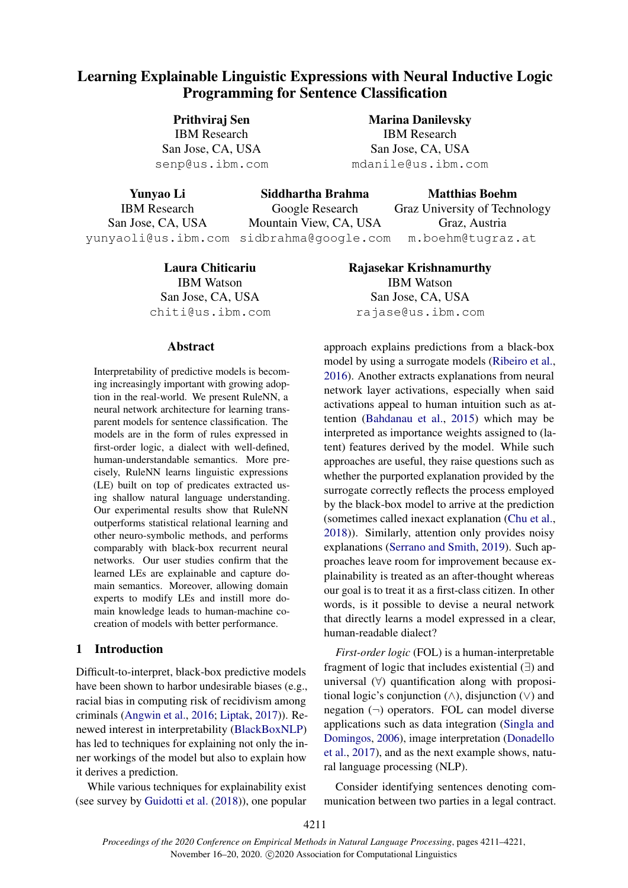# Learning Explainable Linguistic Expressions with Neural Inductive Logic Programming for Sentence Classification

**Prithviraj Sen**
IBM Research
San Jose, CA, USA
senp@us.ibm.com

**Marina Danilevsky**
IBM Research
San Jose, CA, USA
mdanile@us.ibm.com

**Yunyao Li**
IBM Research
San Jose, CA, USA
yunyaoli@us.ibm.com

**Siddhartha Brahma**
Google Research
Mountain View, CA, USA
sidbrahma@google.com

**Matthias Boehm**
Graz University of Technology
Graz, Austria
m.boehm@tugraz.at

**Laura Chiticariu**
IBM Watson
San Jose, CA, USA
chiti@us.ibm.com

**Rajasekar Krishnamurthy**
IBM Watson
San Jose, CA, USA
rajase@us.ibm.com

## Abstract

Interpretability of predictive models is becoming increasingly important with growing adoption in the real-world. We present RuleNN, a neural network architecture for learning transparent models for sentence classification. The models are in the form of rules expressed in first-order logic, a dialect with well-defined, human-understandable semantics. More precisely, RuleNN learns linguistic expressions (LE) built on top of predicates extracted using shallow natural language understanding. Our experimental results show that RuleNN outperforms statistical relational learning and other neuro-symbolic methods, and performs comparably with black-box recurrent neural networks. Our user studies confirm that the learned LEs are explainable and capture domain semantics. Moreover, allowing domain experts to modify LEs and instill more domain knowledge leads to human-machine co-creation of models with better performance.

## 1 Introduction

Difficult-to-interpret, black-box predictive models have been shown to harbor undesirable biases (e.g., racial bias in computing risk of recidivism among criminals (Angwin et al., 2016; Liptak, 2017)). Renewed interest in interpretability (BlackBoxNLP) has led to techniques for explaining not only the inner workings of the model but also to explain how it derives a prediction.

While various techniques for explainability exist (see survey by Guidotti et al. (2018)), one popular approach explains predictions from a black-box model by using a surrogate models (Ribeiro et al., 2016). Another extracts explanations from neural network layer activations, especially when said activations appeal to human intuition such as attention (Bahdanau et al., 2015) which may be interpreted as importance weights assigned to (latent) features derived by the model. While such approaches are useful, they raise questions such as whether the purported explanation provided by the surrogate correctly reflects the process employed by the black-box model to arrive at the prediction (sometimes called inexact explanation (Chu et al., 2018)). Similarly, attention only provides noisy explanations (Serrano and Smith, 2019). Such approaches leave room for improvement because explainability is treated as an after-thought whereas our goal is to treat it as a first-class citizen. In other words, is it possible to devise a neural network that directly learns a model expressed in a clear, human-readable dialect?

*First-order logic* (FOL) is a human-interpretable fragment of logic that includes existential ($\exists$) and universal ($\forall$) quantification along with propositional logic's conjunction ($\wedge$), disjunction ($\vee$) and negation ($\neg$) operators. FOL can model diverse applications such as data integration (Singla and Domingos, 2006), image interpretation (Donadello et al., 2017), and as the next example shows, natural language processing (NLP).

Consider identifying sentences denoting communication between two parties in a legal contract.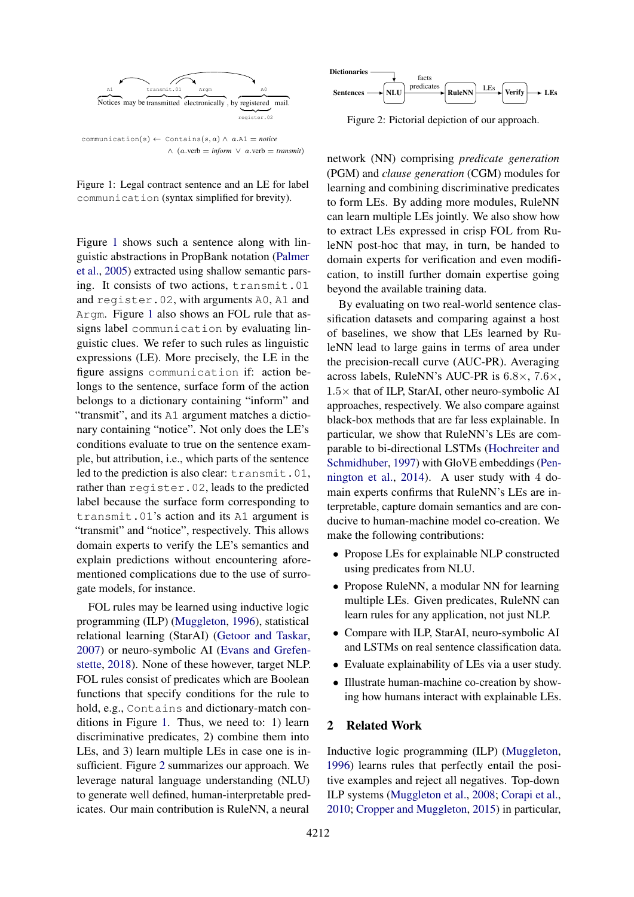Figure 1: Legal contract sentence and an LE for label communication (syntax simplified for brevity).

Figure 1 shows such a sentence along with linguistic abstractions in PropBank notation (Palmer et al., 2005) extracted using shallow semantic parsing. It consists of two actions, transmit.01 and register.02, with arguments A0, A1 and Argm. Figure 1 also shows an FOL rule that assigns label communication by evaluating linguistic clues. We refer to such rules as linguistic expressions (LE). More precisely, the LE in the figure assigns communication if: action belongs to the sentence, surface form of the action belongs to a dictionary containing "inform" and "transmit", and its A1 argument matches a dictionary containing "notice". Not only does the LE's conditions evaluate to true on the sentence example, but attribution, i.e., which parts of the sentence led to the prediction is also clear: transmit.01, rather than register.02, leads to the predicted label because the surface form corresponding to transmit.01's action and its A1 argument is "transmit" and "notice", respectively. This allows domain experts to verify the LE's semantics and explain predictions without encountering aforementioned complications due to the use of surrogate models, for instance.

FOL rules may be learned using inductive logic programming (ILP) (Muggleton, 1996), statistical relational learning (StarAI) (Getoor and Taskar, 2007) or neuro-symbolic AI (Evans and Grefenstette, 2018). None of these however, target NLP. FOL rules consist of predicates which are Boolean functions that specify conditions for the rule to hold, e.g., Contains and dictionary-match conditions in Figure 1. Thus, we need to: 1) learn discriminative predicates, 2) combine them into LEs, and 3) learn multiple LEs in case one is insufficient. Figure 2 summarizes our approach. We leverage natural language understanding (NLU) to generate well defined, human-interpretable predicates. Our main contribution is RuleNN, a neural network (NN) comprising *predicate generation* (PGM) and *clause generation* (CGM) modules for learning and combining discriminative predicates to form LEs. By adding more modules, RuleNN can learn multiple LEs jointly. We also show how to extract LEs expressed in crisp FOL from RuleNN post-hoc that may, in turn, be handed to domain experts for verification and even modification, to instill further domain expertise going beyond the available training data.

Figure 2: Pictorial depiction of our approach.

By evaluating on two real-world sentence classification datasets and comparing against a host of baselines, we show that LEs learned by RuleNN lead to large gains in terms of area under the precision-recall curve (AUC-PR). Averaging across labels, RuleNN's AUC-PR is $6.8\times$, $7.6\times$, $1.5\times$ that of ILP, StarAI, other neuro-symbolic AI approaches, respectively. We also compare against black-box methods that are far less explainable. In particular, we show that RuleNN's LEs are comparable to bi-directional LSTMs (Hochreiter and Schmidhuber, 1997) with GloVE embeddings (Pennington et al., 2014). A user study with 4 domain experts confirms that RuleNN's LEs are interpretable, capture domain semantics and are conducive to human-machine model co-creation. We make the following contributions:

- Propose LEs for explainable NLP constructed using predicates from NLU.
- Propose RuleNN, a modular NN for learning multiple LEs. Given predicates, RuleNN can learn rules for any application, not just NLP.
- Compare with ILP, StarAI, neuro-symbolic AI and LSTMs on real sentence classification data.
- Evaluate explainability of LEs via a user study.
- Illustrate human-machine co-creation by showing how humans interact with explainable LEs.

## 2 Related Work

Inductive logic programming (ILP) (Muggleton, 1996) learns rules that perfectly entail the positive examples and reject all negatives. Top-down ILP systems (Muggleton et al., 2008; Corapi et al., 2010; Cropper and Muggleton, 2015) in particular,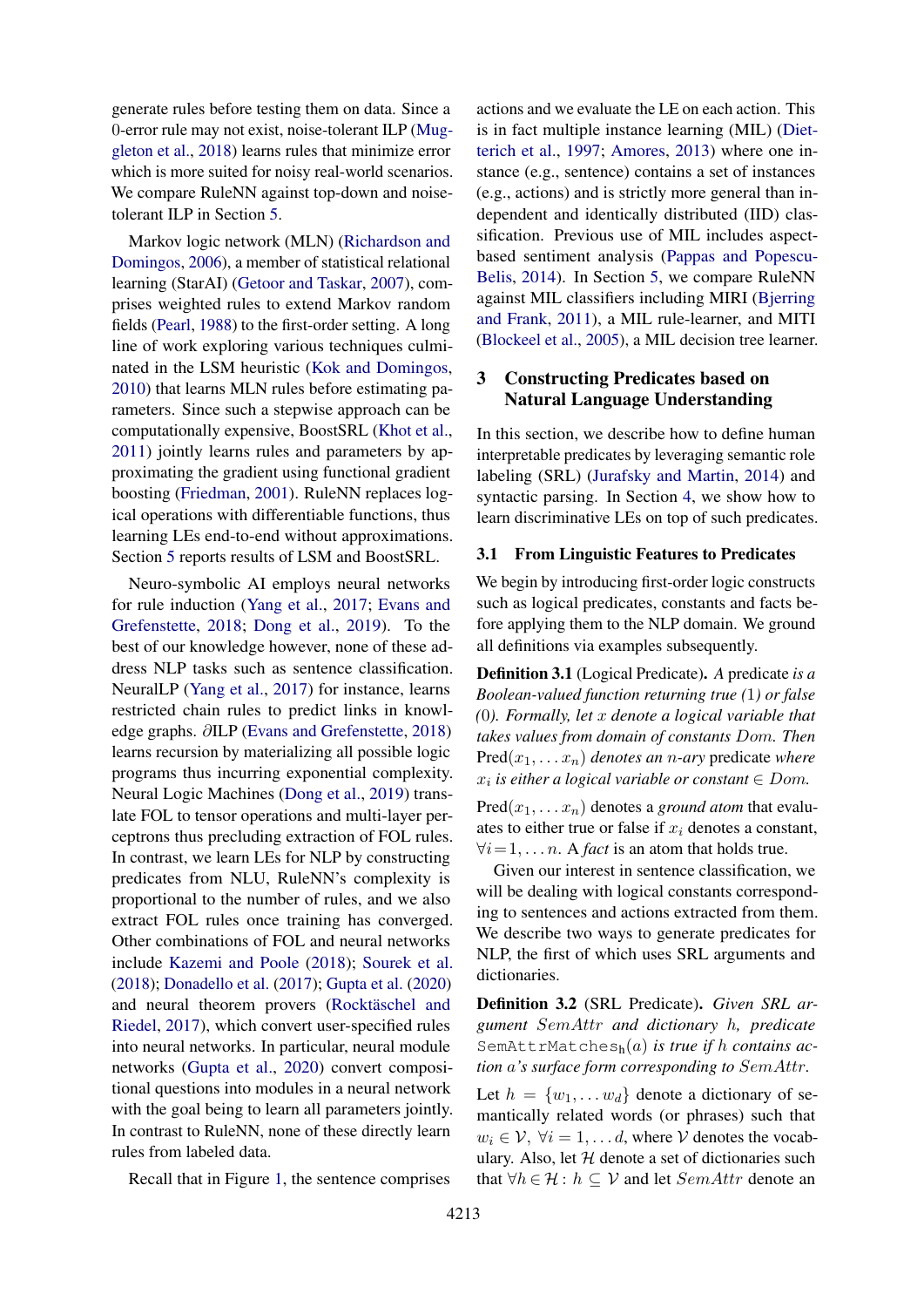generate rules before testing them on data. Since a 0-error rule may not exist, noise-tolerant ILP (Muggleton et al., 2018) learns rules that minimize error which is more suited for noisy real-world scenarios. We compare RuleNN against top-down and noise-tolerant ILP in Section 5.

Markov logic network (MLN) (Richardson and Domingos, 2006), a member of statistical relational learning (StarAI) (Getoor and Taskar, 2007), comprises weighted rules to extend Markov random fields (Pearl, 1988) to the first-order setting. A long line of work exploring various techniques culminated in the LSM heuristic (Kok and Domingos, 2010) that learns MLN rules before estimating parameters. Since such a stepwise approach can be computationally expensive, BoostSRL (Khot et al., 2011) jointly learns rules and parameters by approximating the gradient using functional gradient boosting (Friedman, 2001). RuleNN replaces logical operations with differentiable functions, thus learning LEs end-to-end without approximations. Section 5 reports results of LSM and BoostSRL.

Neuro-symbolic AI employs neural networks for rule induction (Yang et al., 2017; Evans and Grefenstette, 2018; Dong et al., 2019). To the best of our knowledge however, none of these address NLP tasks such as sentence classification. NeuralLP (Yang et al., 2017) for instance, learns restricted chain rules to predict links in knowledge graphs. ∂ILP (Evans and Grefenstette, 2018) learns recursion by materializing all possible logic programs thus incurring exponential complexity. Neural Logic Machines (Dong et al., 2019) translate FOL to tensor operations and multi-layer perceptrons thus precluding extraction of FOL rules. In contrast, we learn LEs for NLP by constructing predicates from NLU, RuleNN's complexity is proportional to the number of rules, and we also extract FOL rules once training has converged. Other combinations of FOL and neural networks include Kazemi and Poole (2018); Sourek et al. (2018); Donadello et al. (2017); Gupta et al. (2020) and neural theorem provers (Rocktäschel and Riedel, 2017), which convert user-specified rules into neural networks. In particular, neural module networks (Gupta et al., 2020) convert compositional questions into modules in a neural network with the goal being to learn all parameters jointly. In contrast to RuleNN, none of these directly learn rules from labeled data.

Recall that in Figure 1, the sentence comprises actions and we evaluate the LE on each action. This is in fact multiple instance learning (MIL) (Dietterich et al., 1997; Amores, 2013) where one instance (e.g., sentence) contains a set of instances (e.g., actions) and is strictly more general than independent and identically distributed (IID) classification. Previous use of MIL includes aspect-based sentiment analysis (Pappas and Popescu-Belis, 2014). In Section 5, we compare RuleNN against MIL classifiers including MIRI (Bjerring and Frank, 2011), a MIL rule-learner, and MITI (Blockeel et al., 2005), a MIL decision tree learner.

## 3 Constructing Predicates based on Natural Language Understanding

In this section, we describe how to define human interpretable predicates by leveraging semantic role labeling (SRL) (Jurafsky and Martin, 2014) and syntactic parsing. In Section 4, we show how to learn discriminative LEs on top of such predicates.

### 3.1 From Linguistic Features to Predicates

We begin by introducing first-order logic constructs such as logical predicates, constants and facts before applying them to the NLP domain. We ground all definitions via examples subsequently.

**Definition 3.1** (Logical Predicate). *A predicate is a Boolean-valued function returning true (1) or false (0). Formally, let $x$ denote a logical variable that takes values from domain of constants $Dom$. Then* $\text{Pred}(x_1, \ldots x_n)$ *denotes an $n$-ary predicate where $x_i$ is either a logical variable or constant $\in Dom$.*

$\text{Pred}(x_1, \ldots x_n)$ denotes a *ground atom* that evaluates to either true or false if $x_i$ denotes a constant, $\forall i = 1, \ldots n$. A *fact* is an atom that holds true.

Given our interest in sentence classification, we will be dealing with logical constants corresponding to sentences and actions extracted from them. We describe two ways to generate predicates for NLP, the first of which uses SRL arguments and dictionaries.

**Definition 3.2** (SRL Predicate). *Given SRL argument $SemAttr$ and dictionary $h$, predicate* $\texttt{SemAttrMatches}_{\texttt{h}}(a)$ *is true if $h$ contains action $a$'s surface form corresponding to $SemAttr$.*

Let $h = \{w_1, \ldots w_d\}$ denote a dictionary of semantically related words (or phrases) such that $w_i \in \mathcal{V}$, $\forall i = 1, \ldots d$, where $\mathcal{V}$ denotes the vocabulary. Also, let $\mathcal{H}$ denote a set of dictionaries such that $\forall h \in \mathcal{H} : h \subseteq \mathcal{V}$ and let $SemAttr$ denote an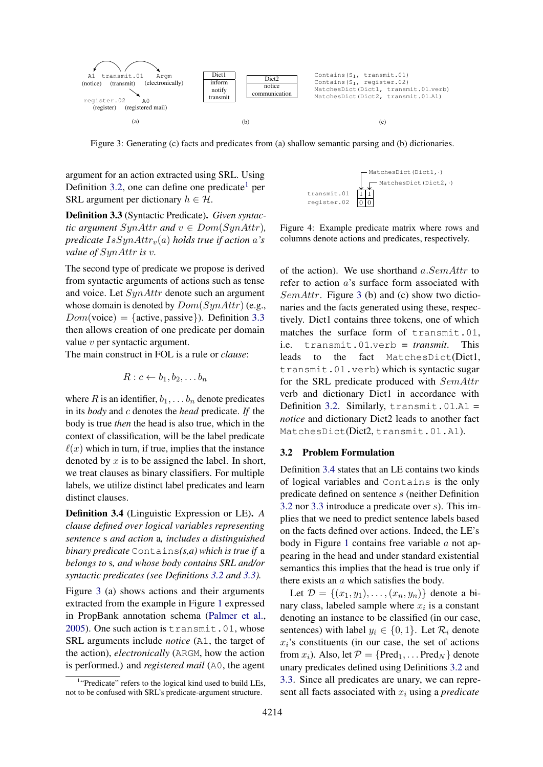A1 transmit.01 Argm
(notice) (transmit) (electronically)

register.02 A0
(register) (registered mail)

(a)

| Dict1 |
|---|
| inform |
| notify |
| transmit |

| Dict2 |
|---|
| notice |
| communication |

(b)

```
Contains(S1, transmit.01)
Contains(S1, register.02)
MatchesDict(Dict1, transmit.01.verb)
MatchesDict(Dict2, transmit.01.A1)
```

(c)

Figure 3: Generating (c) facts and predicates from (a) shallow semantic parsing and (b) dictionaries.

argument for an action extracted using SRL. Using Definition 3.2, one can define one predicate[1] per SRL argument per dictionary $h \in \mathcal{H}$.

**Definition 3.3** (Syntactic Predicate)**.** *Given syntactic argument $SynAttr$ and $v \in Dom(SynAttr)$, predicate $IsSynAttr_v(a)$ holds true if action $a$'s value of $SynAttr$ is $v$.*

The second type of predicate we propose is derived from syntactic arguments of actions such as tense and voice. Let $SynAttr$ denote such an argument whose domain is denoted by $Dom(SynAttr)$ (e.g., $Dom(\text{voice}) = \{\text{active}, \text{passive}\}$). Definition 3.3 then allows creation of one predicate per domain value $v$ per syntactic argument.

The main construct in FOL is a rule or *clause*:

$$R : c \leftarrow b_1, b_2, \ldots b_n$$

where $R$ is an identifier, $b_1, \ldots b_n$ denote predicates in its *body* and $c$ denotes the *head* predicate. *If* the body is true *then* the head is also true, which in the context of classification, will be the label predicate $\ell(x)$ which in turn, if true, implies that the instance denoted by $x$ is to be assigned the label. In short, we treat clauses as binary classifiers. For multiple labels, we utilize distinct label predicates and learn distinct clauses.

**Definition 3.4** (Linguistic Expression or LE)**.** *A clause defined over logical variables representing sentence* s *and action* a*, includes a distinguished binary predicate* Contains*(s,a) which is true if* a *belongs to* s*, and whose body contains SRL and/or syntactic predicates (see Definitions 3.2 and 3.3).*

Figure 3 (a) shows actions and their arguments extracted from the example in Figure 1 expressed in PropBank annotation schema (Palmer et al., 2005). One such action is transmit.01, whose SRL arguments include *notice* (A1, the target of the action), *electronically* (ARGM, how the action is performed.) and *registered mail* (A0, the agent of the action). We use shorthand $a.SemAttr$ to refer to action $a$'s surface form associated with $SemAttr$. Figure 3 (b) and (c) show two dictionaries and the facts generated using these, respectively. Dict1 contains three tokens, one of which matches the surface form of transmit.01, i.e. transmit.01.verb = *transmit*. This leads to the fact MatchesDict(Dict1, transmit.01.verb) which is syntactic sugar for the SRL predicate produced with $SemAttr$ verb and dictionary Dict1 in accordance with Definition 3.2. Similarly, transmit.01.A1 = *notice* and dictionary Dict2 leads to another fact MatchesDict(Dict2, transmit.01.A1).

| | MatchesDict(Dict1,·) | MatchesDict(Dict2,·) |
|---|---|---|
| transmit.01 | 1 | 1 |
| register.02 | 0 | 0 |

Figure 4: Example predicate matrix where rows and columns denote actions and predicates, respectively.

## 3.2 Problem Formulation

Definition 3.4 states that an LE contains two kinds of logical variables and Contains is the only predicate defined on sentence $s$ (neither Definition 3.2 nor 3.3 introduce a predicate over $s$). This implies that we need to predict sentence labels based on the facts defined over actions. Indeed, the LE's body in Figure 1 contains free variable $a$ not appearing in the head and under standard existential semantics this implies that the head is true only if there exists an $a$ which satisfies the body.

Let $\mathcal{D} = \{(x_1, y_1), \ldots, (x_n, y_n)\}$ denote a binary class, labeled sample where $x_i$ is a constant denoting an instance to be classified (in our case, sentences) with label $y_i \in \{0, 1\}$. Let $\mathcal{R}_i$ denote $x_i$'s constituents (in our case, the set of actions from $x_i$). Also, let $\mathcal{P} = \{\text{Pred}_1, \ldots \text{Pred}_N\}$ denote unary predicates defined using Definitions 3.2 and 3.3. Since all predicates are unary, we can represent all facts associated with $x_i$ using a *predicate*

[1]"Predicate" refers to the logical kind used to build LEs, not to be confused with SRL's predicate-argument structure.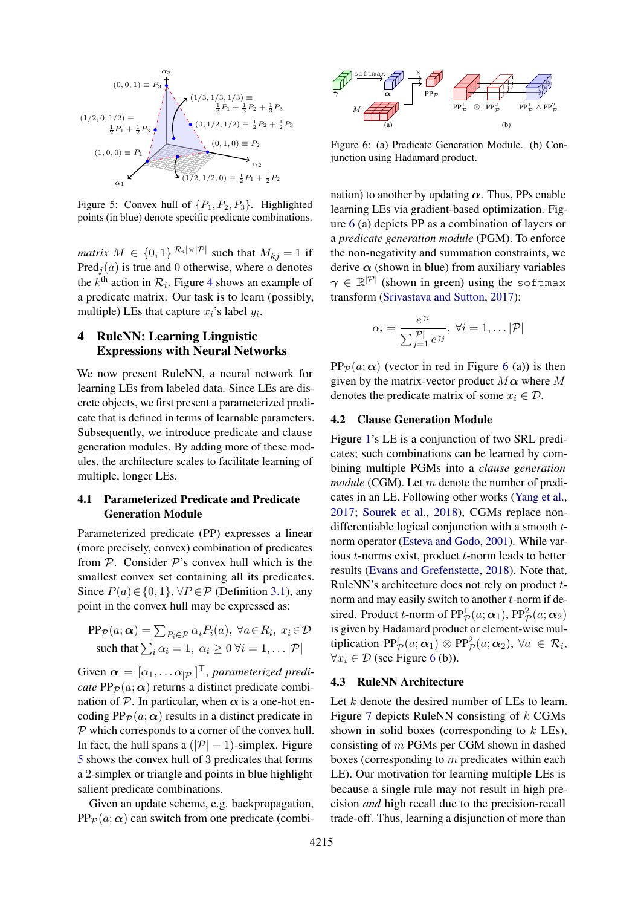Figure 5: Convex hull of $\{P_1, P_2, P_3\}$. Highlighted points (in blue) denote specific predicate combinations.

*matrix* $M \in \{0,1\}^{|\mathcal{R}_i| \times |\mathcal{P}|}$ such that $M_{kj} = 1$ if $\text{Pred}_j(a)$ is true and 0 otherwise, where $a$ denotes the $k^{\text{th}}$ action in $\mathcal{R}_i$. Figure 4 shows an example of a predicate matrix. Our task is to learn (possibly, multiple) LEs that capture $x_i$'s label $y_i$.

## 4 RuleNN: Learning Linguistic Expressions with Neural Networks

We now present RuleNN, a neural network for learning LEs from labeled data. Since LEs are discrete objects, we first present a parameterized predicate that is defined in terms of learnable parameters. Subsequently, we introduce predicate and clause generation modules. By adding more of these modules, the architecture scales to facilitate learning of multiple, longer LEs.

### 4.1 Parameterized Predicate and Predicate Generation Module

Parameterized predicate (PP) expresses a linear (more precisely, convex) combination of predicates from $\mathcal{P}$. Consider $\mathcal{P}$'s convex hull which is the smallest convex set containing all its predicates. Since $P(a) \in \{0,1\}, \forall P \in \mathcal{P}$ (Definition 3.1), any point in the convex hull may be expressed as:

$$\text{PP}_{\mathcal{P}}(a; \boldsymbol{\alpha}) = \sum_{P_i \in \mathcal{P}} \alpha_i P_i(a), \ \forall a \in R_i, \ x_i \in \mathcal{D}$$
$$\text{such that} \sum_i \alpha_i = 1, \ \alpha_i \geq 0 \ \forall i = 1, \dots |\mathcal{P}|$$

Given $\boldsymbol{\alpha} = [\alpha_1, \dots \alpha_{|\mathcal{P}|}]^\top$, *parameterized predicate* $\text{PP}_{\mathcal{P}}(a; \boldsymbol{\alpha})$ returns a distinct predicate combination of $\mathcal{P}$. In particular, when $\boldsymbol{\alpha}$ is a one-hot encoding $\text{PP}_{\mathcal{P}}(a; \boldsymbol{\alpha})$ results in a distinct predicate in $\mathcal{P}$ which corresponds to a corner of the convex hull. In fact, the hull spans a $(|\mathcal{P}| - 1)$-simplex. Figure 5 shows the convex hull of 3 predicates that forms a 2-simplex or triangle and points in blue highlight salient predicate combinations.

Given an update scheme, e.g. backpropagation, $\text{PP}_{\mathcal{P}}(a; \boldsymbol{\alpha})$ can switch from one predicate (combination) to another by updating $\boldsymbol{\alpha}$. Thus, PPs enable learning LEs via gradient-based optimization. Figure 6 (a) depicts PP as a combination of layers or a *predicate generation module* (PGM). To enforce the non-negativity and summation constraints, we derive $\boldsymbol{\alpha}$ (shown in blue) from auxiliary variables $\boldsymbol{\gamma} \in \mathbb{R}^{|\mathcal{P}|}$ (shown in green) using the `softmax` transform (Srivastava and Sutton, 2017):

$$\alpha_i = \frac{e^{\gamma_i}}{\sum_{j=1}^{|\mathcal{P}|} e^{\gamma_j}}, \ \forall i = 1, \dots |\mathcal{P}|$$

$\text{PP}_{\mathcal{P}}(a; \boldsymbol{\alpha})$ (vector in red in Figure 6 (a)) is then given by the matrix-vector product $M\boldsymbol{\alpha}$ where $M$ denotes the predicate matrix of some $x_i \in \mathcal{D}$.

Figure 6: (a) Predicate Generation Module. (b) Conjunction using Hadamard product.

### 4.2 Clause Generation Module

Figure 1's LE is a conjunction of two SRL predicates; such combinations can be learned by combining multiple PGMs into a *clause generation module* (CGM). Let $m$ denote the number of predicates in an LE. Following other works (Yang et al., 2017; Sourek et al., 2018), CGMs replace non-differentiable logical conjunction with a smooth $t$-norm operator (Esteva and Godo, 2001). While various $t$-norms exist, product $t$-norm leads to better results (Evans and Grefenstette, 2018). Note that, RuleNN's architecture does not rely on product $t$-norm and may easily switch to another $t$-norm if desired. Product $t$-norm of $\text{PP}^1_{\mathcal{P}}(a; \boldsymbol{\alpha}_1)$, $\text{PP}^2_{\mathcal{P}}(a; \boldsymbol{\alpha}_2)$ is given by Hadamard product or element-wise multiplication $\text{PP}^1_{\mathcal{P}}(a; \boldsymbol{\alpha}_1) \otimes \text{PP}^2_{\mathcal{P}}(a; \boldsymbol{\alpha}_2)$, $\forall a \in \mathcal{R}_i$, $\forall x_i \in \mathcal{D}$ (see Figure 6 (b)).

### 4.3 RuleNN Architecture

Let $k$ denote the desired number of LEs to learn. Figure 7 depicts RuleNN consisting of $k$ CGMs shown in solid boxes (corresponding to $k$ LEs), consisting of $m$ PGMs per CGM shown in dashed boxes (corresponding to $m$ predicates within each LE). Our motivation for learning multiple LEs is because a single rule may not result in high precision *and* high recall due to the precision-recall trade-off. Thus, learning a disjunction of more than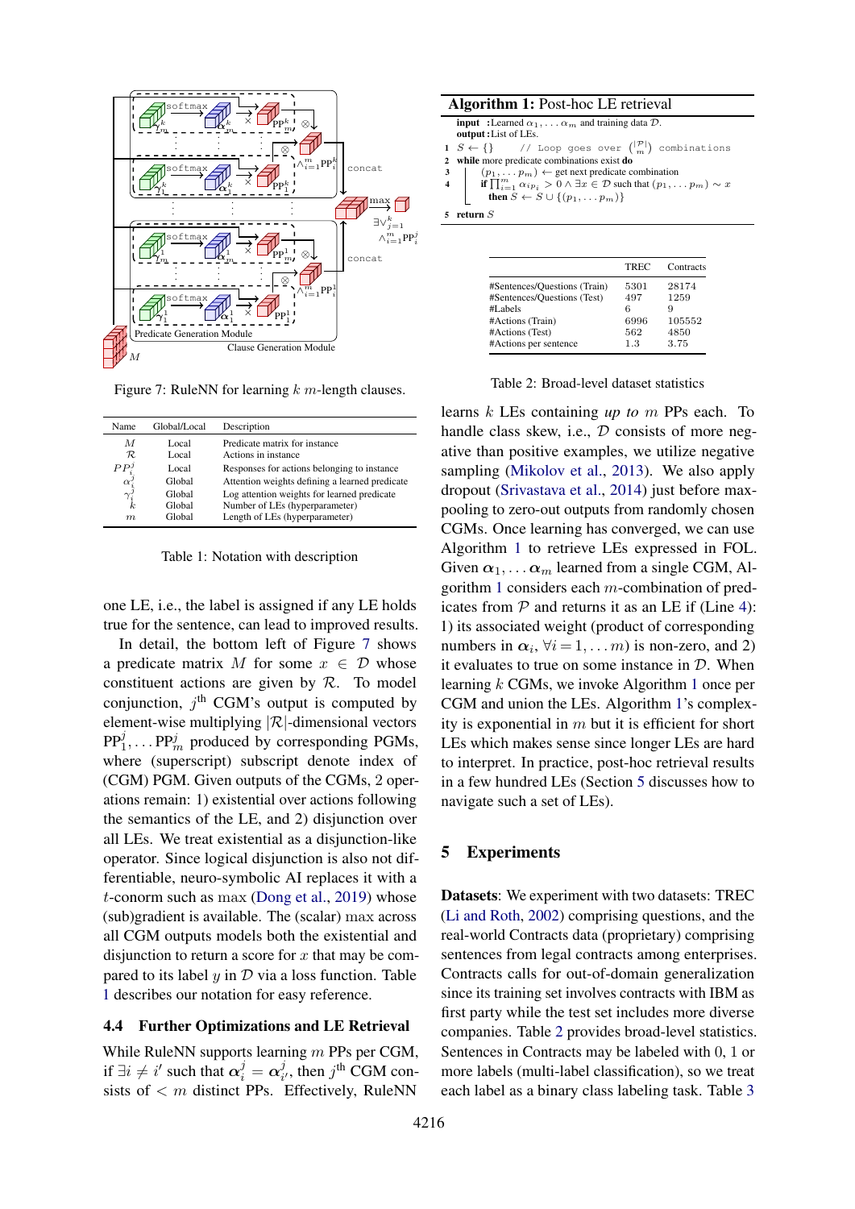Figure 7: RuleNN for learning $k$ $m$-length clauses.

| Name | Global/Local | Description |
|---|---|---|
| $M$ | Local | Predicate matrix for instance |
| $\mathcal{R}$ | Local | Actions in instance |
| $PP_i^j$ | Local | Responses for actions belonging to instance |
| $\alpha_i^j$ | Global | Attention weights defining a learned predicate |
| $\gamma_i^j$ | Global | Log attention weights for learned predicate |
| $k$ | Global | Number of LEs (hyperparameter) |
| $m$ | Global | Length of LEs (hyperparameter) |

Table 1: Notation with description

one LE, i.e., the label is assigned if any LE holds true for the sentence, can lead to improved results.

In detail, the bottom left of Figure 7 shows a predicate matrix $M$ for some $x \in \mathcal{D}$ whose constituent actions are given by $\mathcal{R}$. To model conjunction, $j^{\text{th}}$ CGM's output is computed by element-wise multiplying $|\mathcal{R}|$-dimensional vectors $\text{PP}_1^j, \ldots \text{PP}_m^j$ produced by corresponding PGMs, where (superscript) subscript denote index of (CGM) PGM. Given outputs of the CGMs, 2 operations remain: 1) existential over actions following the semantics of the LE, and 2) disjunction over all LEs. We treat existential as a disjunction-like operator. Since logical disjunction is also not differentiable, neuro-symbolic AI replaces it with a $t$-conorm such as max (Dong et al., 2019) whose (sub)gradient is available. The (scalar) max across all CGM outputs models both the existential and disjunction to return a score for $x$ that may be compared to its label $y$ in $\mathcal{D}$ via a loss function. Table 1 describes our notation for easy reference.

### 4.4 Further Optimizations and LE Retrieval

While RuleNN supports learning $m$ PPs per CGM, if $\exists i \neq i'$ such that $\boldsymbol{\alpha}_i^j = \boldsymbol{\alpha}_{i'}^j$, then $j^{\text{th}}$ CGM consists of $< m$ distinct PPs. Effectively, RuleNN

**Algorithm 1:** Post-hoc LE retrieval

```
input  : Learned α_1, ... α_m and training data D.
output : List of LEs.
1 S ← {}      // Loop goes over (|P| choose m) combinations
2 while more predicate combinations exist do
3     (p_1, ... p_m) ← get next predicate combination
4     if ∏_{i=1}^{m} α_{i p_i} > 0 ∧ ∃x ∈ D such that (p_1, ... p_m) ~ x
      then S ← S ∪ {(p_1, ... p_m)}
5 return S
```

| | TREC | Contracts |
|---|---|---|
| #Sentences/Questions (Train) | 5301 | 28174 |
| #Sentences/Questions (Test) | 497 | 1259 |
| #Labels | 6 | 9 |
| #Actions (Train) | 6996 | 105552 |
| #Actions (Test) | 562 | 4850 |
| #Actions per sentence | 1.3 | 3.75 |

Table 2: Broad-level dataset statistics

learns $k$ LEs containing *up to* $m$ PPs each. To handle class skew, i.e., $\mathcal{D}$ consists of more negative than positive examples, we utilize negative sampling (Mikolov et al., 2013). We also apply dropout (Srivastava et al., 2014) just before max-pooling to zero-out outputs from randomly chosen CGMs. Once learning has converged, we can use Algorithm 1 to retrieve LEs expressed in FOL. Given $\boldsymbol{\alpha}_1, \ldots \boldsymbol{\alpha}_m$ learned from a single CGM, Algorithm 1 considers each $m$-combination of predicates from $\mathcal{P}$ and returns it as an LE if (Line 4): 1) its associated weight (product of corresponding numbers in $\boldsymbol{\alpha}_i, \forall i = 1, \ldots m$) is non-zero, and 2) it evaluates to true on some instance in $\mathcal{D}$. When learning $k$ CGMs, we invoke Algorithm 1 once per CGM and union the LEs. Algorithm 1's complexity is exponential in $m$ but it is efficient for short LEs which makes sense since longer LEs are hard to interpret. In practice, post-hoc retrieval results in a few hundred LEs (Section 5 discusses how to navigate such a set of LEs).

## 5 Experiments

**Datasets**: We experiment with two datasets: TREC (Li and Roth, 2002) comprising questions, and the real-world Contracts data (proprietary) comprising sentences from legal contracts among enterprises. Contracts calls for out-of-domain generalization since its training set involves contracts with IBM as first party while the test set includes more diverse companies. Table 2 provides broad-level statistics. Sentences in Contracts may be labeled with 0, 1 or more labels (multi-label classification), so we treat each label as a binary class labeling task. Table 3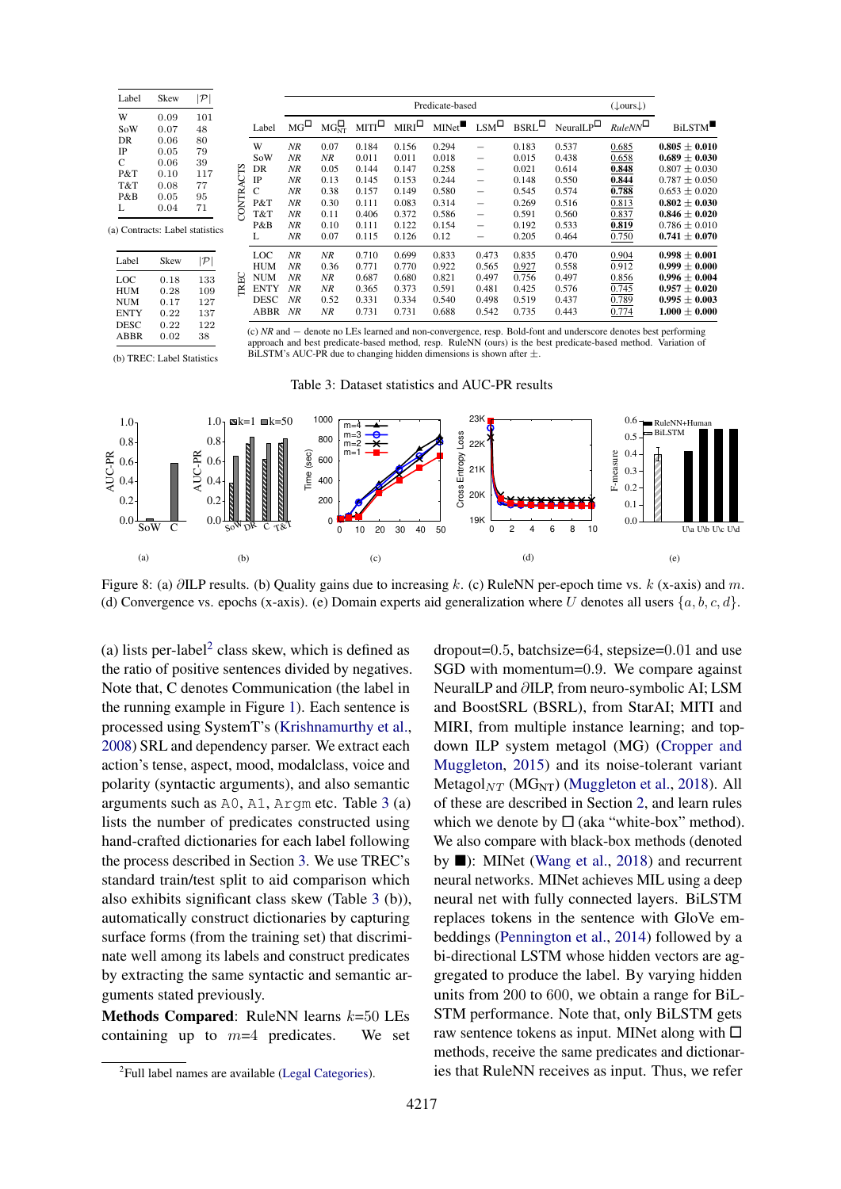| Label | Skew | $\|\mathcal{P}\|$ |
|---|---|---|
| W | 0.09 | 101 |
| SoW | 0.07 | 48 |
| DR | 0.06 | 80 |
| IP | 0.05 | 79 |
| C | 0.06 | 39 |
| P&T | 0.10 | 117 |
| T&T | 0.08 | 77 |
| P&B | 0.05 | 95 |
| L | 0.04 | 71 |

(a) Contracts: Label statistics

| Label | Skew | $\|\mathcal{P}\|$ |
|---|---|---|
| LOC | 0.18 | 133 |
| HUM | 0.28 | 109 |
| NUM | 0.17 | 127 |
| ENTY | 0.22 | 137 |
| DESC | 0.22 | 122 |
| ABBR | 0.02 | 38 |

(b) TREC: Label Statistics

| | Label | MG□ | MG$_{NT}$□ | MITI□ | MIRI□ | MINet■ | LSM□ | BSRL□ | NeuralLP□ | *RuleNN*□ (↓ours↓) | BiLSTM■ |
|---|---|---|---|---|---|---|---|---|---|---|---|
| | | Predicate-based | | | | | | | | | |
| CONTRACTS | W | *NR* | 0.07 | 0.184 | 0.156 | 0.294 | — | 0.183 | 0.537 | 0.685 | **0.805** ± **0.010** |
| | SoW | *NR* | 0.011 | 0.011 | 0.011 | 0.018 | — | 0.015 | 0.438 | 0.658 | **0.689** ± **0.030** |
| | DR | *NR* | 0.05 | 0.144 | 0.147 | 0.258 | — | 0.021 | 0.614 | **0.848** | 0.807 ± 0.030 |
| | IP | *NR* | 0.13 | 0.145 | 0.153 | 0.244 | — | 0.148 | 0.550 | **0.844** | 0.787 ± 0.050 |
| | C | *NR* | 0.38 | 0.157 | 0.149 | 0.580 | — | 0.545 | 0.574 | **0.788** | 0.653 ± 0.020 |
| | P&T | *NR* | 0.30 | 0.111 | 0.083 | 0.314 | — | 0.269 | 0.516 | 0.813 | **0.802** ± **0.030** |
| | T&T | *NR* | 0.11 | 0.406 | 0.372 | 0.586 | — | 0.591 | 0.560 | 0.837 | **0.846** ± **0.020** |
| | P&B | *NR* | 0.10 | 0.111 | 0.122 | 0.154 | — | 0.192 | 0.533 | **0.819** | 0.786 ± 0.010 |
| | L | *NR* | 0.07 | 0.115 | 0.126 | 0.12 | — | 0.205 | 0.464 | 0.750 | **0.741** ± **0.070** |
| TREC | LOC | *NR* | *NR* | 0.710 | 0.699 | 0.833 | 0.473 | 0.835 | 0.470 | 0.904 | **0.998** ± **0.001** |
| | HUM | *NR* | 0.36 | 0.771 | 0.770 | 0.922 | 0.565 | 0.927 | 0.558 | 0.912 | **0.999** ± **0.000** |
| | NUM | *NR* | *NR* | 0.687 | 0.680 | 0.821 | 0.497 | 0.756 | 0.497 | 0.856 | **0.996** ± **0.004** |
| | ENTY | *NR* | *NR* | 0.365 | 0.373 | 0.591 | 0.481 | 0.425 | 0.576 | 0.745 | **0.957** ± **0.020** |
| | DESC | *NR* | 0.52 | 0.331 | 0.334 | 0.540 | 0.498 | 0.519 | 0.437 | 0.789 | **0.995** ± **0.003** |
| | ABBR | *NR* | *NR* | 0.731 | 0.731 | 0.688 | 0.542 | 0.735 | 0.443 | 0.774 | **1.000** ± **0.000** |

(c) *NR* and — denote no LEs learned and non-convergence, resp. Bold-font and underscore denotes best performing approach and best predicate-based method, resp. RuleNN (ours) is the best predicate-based method. Variation of BiLSTM's AUC-PR due to changing hidden dimensions is shown after ±.

Table 3: Dataset statistics and AUC-PR results

Figure 8: (a) ∂ILP results. (b) Quality gains due to increasing $k$. (c) RuleNN per-epoch time vs. $k$ (x-axis) and $m$. (d) Convergence vs. epochs (x-axis). (e) Domain experts aid generalization where $U$ denotes all users $\{a, b, c, d\}$.

(a) lists per-label[2] class skew, which is defined as the ratio of positive sentences divided by negatives. Note that, C denotes Communication (the label in the running example in Figure 1). Each sentence is processed using SystemT's (Krishnamurthy et al., 2008) SRL and dependency parser. We extract each action's tense, aspect, mood, modalclass, voice and polarity (syntactic arguments), and also semantic arguments such as A0, A1, Argm etc. Table 3 (a) lists the number of predicates constructed using hand-crafted dictionaries for each label following the process described in Section 3. We use TREC's standard train/test split to aid comparison which also exhibits significant class skew (Table 3 (b)), automatically construct dictionaries by capturing surface forms (from the training set) that discriminate well among its labels and construct predicates by extracting the same syntactic and semantic arguments stated previously.

**Methods Compared**: RuleNN learns $k$=50 LEs containing up to $m$=4 predicates. We set dropout=0.5, batchsize=64, stepsize=0.01 and use SGD with momentum=0.9. We compare against NeuralLP and ∂ILP, from neuro-symbolic AI; LSM and BoostSRL (BSRL), from StarAI; MITI and MIRI, from multiple instance learning; and top-down ILP system metagol (MG) (Cropper and Muggleton, 2015) and its noise-tolerant variant Metagol$_{NT}$ (MG$_{NT}$) (Muggleton et al., 2018). All of these are described in Section 2, and learn rules which we denote by □ (aka "white-box" method). We also compare with black-box methods (denoted by ■): MINet (Wang et al., 2018) and recurrent neural networks. MINet achieves MIL using a deep neural net with fully connected layers. BiLSTM replaces tokens in the sentence with GloVe embeddings (Pennington et al., 2014) followed by a bi-directional LSTM whose hidden vectors are aggregated to produce the label. By varying hidden units from 200 to 600, we obtain a range for BiLSTM performance. Note that, only BiLSTM gets raw sentence tokens as input. MINet along with □ methods, receive the same predicates and dictionaries that RuleNN receives as input. Thus, we refer

[2] Full label names are available (Legal Categories).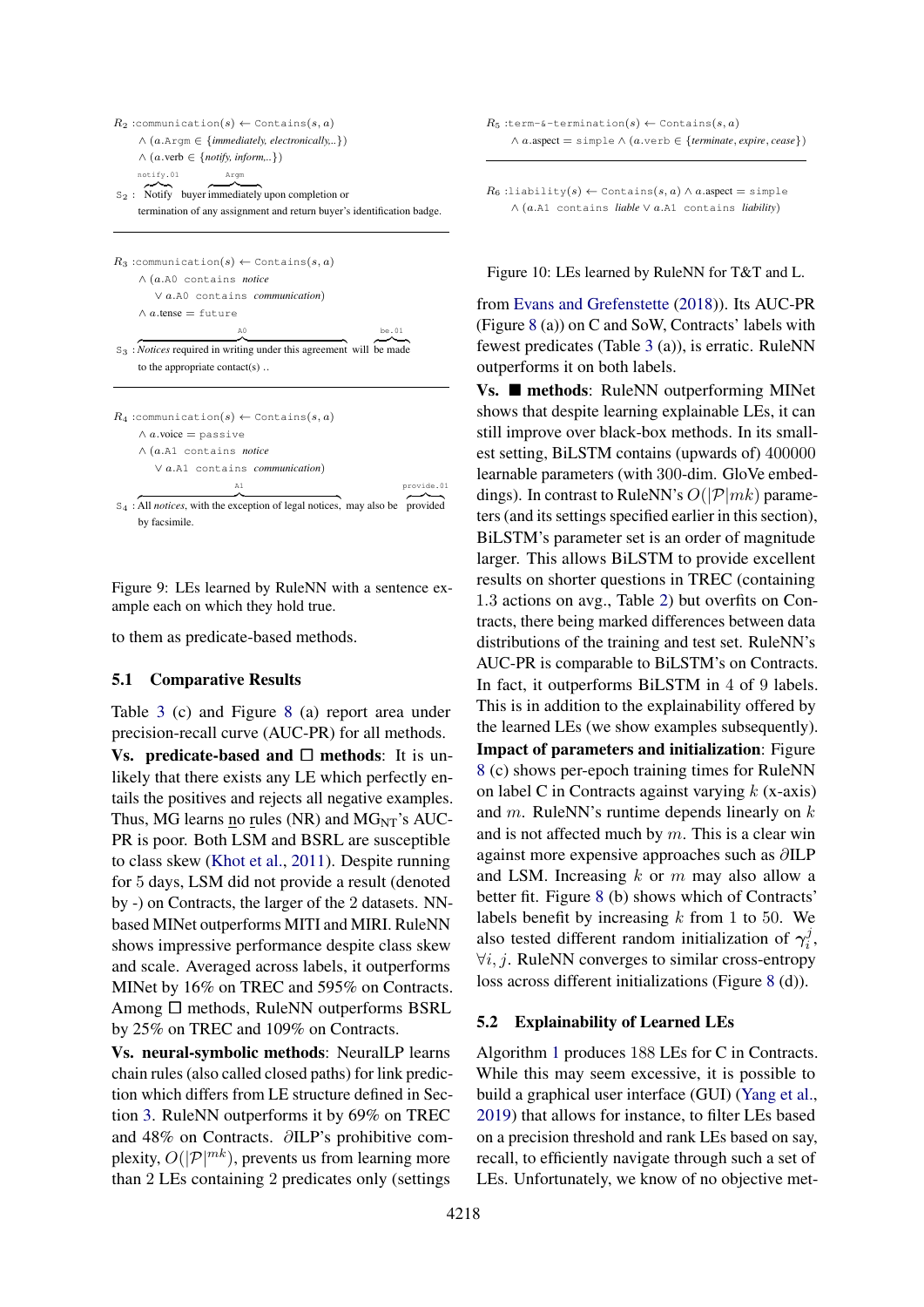$R_2$ :communication($s$) ← Contains($s$, $a$)
∧ ($a$.Argm ∈ {*immediately, electronically,..*})
∧ ($a$.verb ∈ {*notify, inform,..*})

S2 : [Notify]notify.01 buyer [immediately]Argm upon completion or termination of any assignment and return buyer's identification badge.

---

$R_3$ :communication($s$) ← Contains($s$, $a$)
∧ ($a$.A0 contains *notice*
∨ $a$.A0 contains *communication*)
∧ $a$.tense = future

S3 : [*Notices* required in writing under this agreement]A0 will [be made]be.01 to the appropriate contact(s) ..

---

$R_4$ :communication($s$) ← Contains($s$, $a$)
∧ $a$.voice = passive
∧ ($a$.A1 contains *notice*
∨ $a$.A1 contains *communication*)

S4 : [All *notices*, with the exception of legal notices,]A1 may also be [provided]provide.01 by facsimile.

Figure 9: LEs learned by RuleNN with a sentence example each on which they hold true.

$R_5$ :term-&-termination($s$) ← Contains($s$, $a$)
∧ $a$.aspect = simple ∧ ($a$.verb ∈ {*terminate, expire, cease*})

---

$R_6$ :liability($s$) ← Contains($s$, $a$) ∧ $a$.aspect = simple
∧ ($a$.A1 contains *liable* ∨ $a$.A1 contains *liability*)

Figure 10: LEs learned by RuleNN for T&T and L.

to them as predicate-based methods.

### 5.1 Comparative Results

Table 3 (c) and Figure 8 (a) report area under precision-recall curve (AUC-PR) for all methods.

**Vs. predicate-based and □ methods**: It is unlikely that there exists any LE which perfectly entails the positives and rejects all negative examples. Thus, MG learns no rules (NR) and $\text{MG}_{\text{NT}}$'s AUC-PR is poor. Both LSM and BSRL are susceptible to class skew (Khot et al., 2011). Despite running for 5 days, LSM did not provide a result (denoted by -) on Contracts, the larger of the 2 datasets. NN-based MINet outperforms MITI and MIRI. RuleNN shows impressive performance despite class skew and scale. Averaged across labels, it outperforms MINet by 16% on TREC and 595% on Contracts. Among □ methods, RuleNN outperforms BSRL by 25% on TREC and 109% on Contracts.

**Vs. neural-symbolic methods**: NeuralLP learns chain rules (also called closed paths) for link prediction which differs from LE structure defined in Section 3. RuleNN outperforms it by 69% on TREC and 48% on Contracts. ∂ILP's prohibitive complexity, $O(|\mathcal{P}|^{mk})$, prevents us from learning more than 2 LEs containing 2 predicates only (settings from Evans and Grefenstette (2018)). Its AUC-PR (Figure 8 (a)) on C and SoW, Contracts' labels with fewest predicates (Table 3 (a)), is erratic. RuleNN outperforms it on both labels.

**Vs. ■ methods**: RuleNN outperforming MINet shows that despite learning explainable LEs, it can still improve over black-box methods. In its smallest setting, BiLSTM contains (upwards of) 400000 learnable parameters (with 300-dim. GloVe embeddings). In contrast to RuleNN's $O(|\mathcal{P}|mk)$ parameters (and its settings specified earlier in this section), BiLSTM's parameter set is an order of magnitude larger. This allows BiLSTM to provide excellent results on shorter questions in TREC (containing 1.3 actions on avg., Table 2) but overfits on Contracts, there being marked differences between data distributions of the training and test set. RuleNN's AUC-PR is comparable to BiLSTM's on Contracts. In fact, it outperforms BiLSTM in 4 of 9 labels. This is in addition to the explainability offered by the learned LEs (we show examples subsequently).

**Impact of parameters and initialization**: Figure 8 (c) shows per-epoch training times for RuleNN on label C in Contracts against varying $k$ (x-axis) and $m$. RuleNN's runtime depends linearly on $k$ and is not affected much by $m$. This is a clear win against more expensive approaches such as ∂ILP and LSM. Increasing $k$ or $m$ may also allow a better fit. Figure 8 (b) shows which of Contracts' labels benefit by increasing $k$ from 1 to 50. We also tested different random initialization of $\gamma_i^j$, $\forall i, j$. RuleNN converges to similar cross-entropy loss across different initializations (Figure 8 (d)).

### 5.2 Explainability of Learned LEs

Algorithm 1 produces 188 LEs for C in Contracts. While this may seem excessive, it is possible to build a graphical user interface (GUI) (Yang et al., 2019) that allows for instance, to filter LEs based on a precision threshold and rank LEs based on say, recall, to efficiently navigate through such a set of LEs. Unfortunately, we know of no objective met-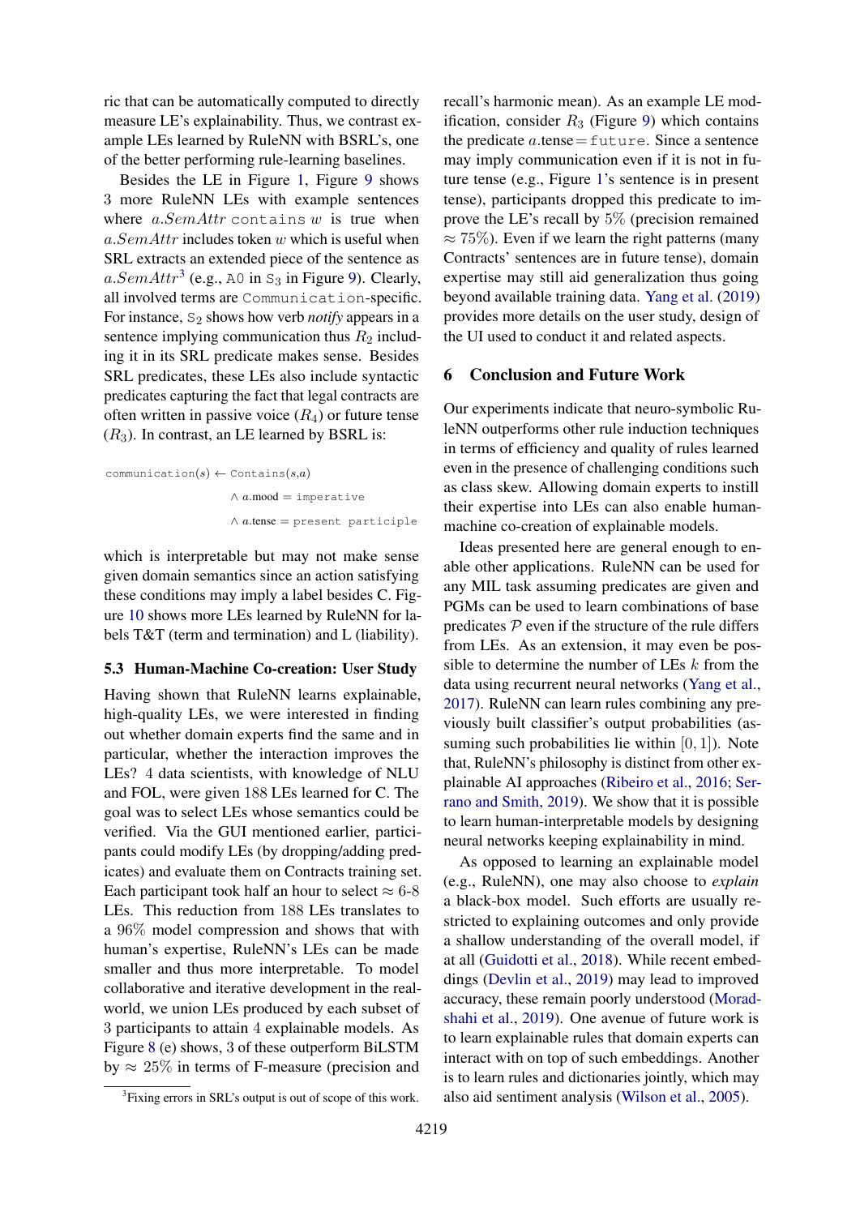ric that can be automatically computed to directly measure LE's explainability. Thus, we contrast example LEs learned by RuleNN with BSRL's, one of the better performing rule-learning baselines.

Besides the LE in Figure 1, Figure 9 shows 3 more RuleNN LEs with example sentences where $a.SemAttr$ `contains` $w$ is true when $a.SemAttr$ includes token $w$ which is useful when SRL extracts an extended piece of the sentence as $a.SemAttr$[3] (e.g., `A0` in $\texttt{S}_3$ in Figure 9). Clearly, all involved terms are `Communication`-specific. For instance, $\texttt{S}_2$ shows how verb *notify* appears in a sentence implying communication thus $R_2$ including it in its SRL predicate makes sense. Besides SRL predicates, these LEs also include syntactic predicates capturing the fact that legal contracts are often written in passive voice ($R_4$) or future tense ($R_3$). In contrast, an LE learned by BSRL is:

$$\texttt{communication}(s) \leftarrow \texttt{Contains}(s,a) \wedge a.\text{mood} = \texttt{imperative} \wedge a.\text{tense} = \texttt{present participle}$$

which is interpretable but may not make sense given domain semantics since an action satisfying these conditions may imply a label besides C. Figure 10 shows more LEs learned by RuleNN for labels T&T (term and termination) and L (liability).

### 5.3 Human-Machine Co-creation: User Study

Having shown that RuleNN learns explainable, high-quality LEs, we were interested in finding out whether domain experts find the same and in particular, whether the interaction improves the LEs? 4 data scientists, with knowledge of NLU and FOL, were given 188 LEs learned for C. The goal was to select LEs whose semantics could be verified. Via the GUI mentioned earlier, participants could modify LEs (by dropping/adding predicates) and evaluate them on Contracts training set. Each participant took half an hour to select $\approx$ 6-8 LEs. This reduction from 188 LEs translates to a 96% model compression and shows that with human's expertise, RuleNN's LEs can be made smaller and thus more interpretable. To model collaborative and iterative development in the real-world, we union LEs produced by each subset of 3 participants to attain 4 explainable models. As Figure 8 (e) shows, 3 of these outperform BiLSTM by $\approx 25\%$ in terms of F-measure (precision and recall's harmonic mean). As an example LE modification, consider $R_3$ (Figure 9) which contains the predicate $a.\text{tense} = \texttt{future}$. Since a sentence may imply communication even if it is not in future tense (e.g., Figure 1's sentence is in present tense), participants dropped this predicate to improve the LE's recall by 5% (precision remained $\approx 75\%$). Even if we learn the right patterns (many Contracts' sentences are in future tense), domain expertise may still aid generalization thus going beyond available training data. Yang et al. (2019) provides more details on the user study, design of the UI used to conduct it and related aspects.

[3] Fixing errors in SRL's output is out of scope of this work.

## 6 Conclusion and Future Work

Our experiments indicate that neuro-symbolic RuleNN outperforms other rule induction techniques in terms of efficiency and quality of rules learned even in the presence of challenging conditions such as class skew. Allowing domain experts to instill their expertise into LEs can also enable human-machine co-creation of explainable models.

Ideas presented here are general enough to enable other applications. RuleNN can be used for any MIL task assuming predicates are given and PGMs can be used to learn combinations of base predicates $\mathcal{P}$ even if the structure of the rule differs from LEs. As an extension, it may even be possible to determine the number of LEs $k$ from the data using recurrent neural networks (Yang et al., 2017). RuleNN can learn rules combining any previously built classifier's output probabilities (assuming such probabilities lie within $[0, 1]$). Note that, RuleNN's philosophy is distinct from other explainable AI approaches (Ribeiro et al., 2016; Serrano and Smith, 2019). We show that it is possible to learn human-interpretable models by designing neural networks keeping explainability in mind.

As opposed to learning an explainable model (e.g., RuleNN), one may also choose to *explain* a black-box model. Such efforts are usually restricted to explaining outcomes and only provide a shallow understanding of the overall model, if at all (Guidotti et al., 2018). While recent embeddings (Devlin et al., 2019) may lead to improved accuracy, these remain poorly understood (Moradshahi et al., 2019). One avenue of future work is to learn explainable rules that domain experts can interact with on top of such embeddings. Another is to learn rules and dictionaries jointly, which may also aid sentiment analysis (Wilson et al., 2005).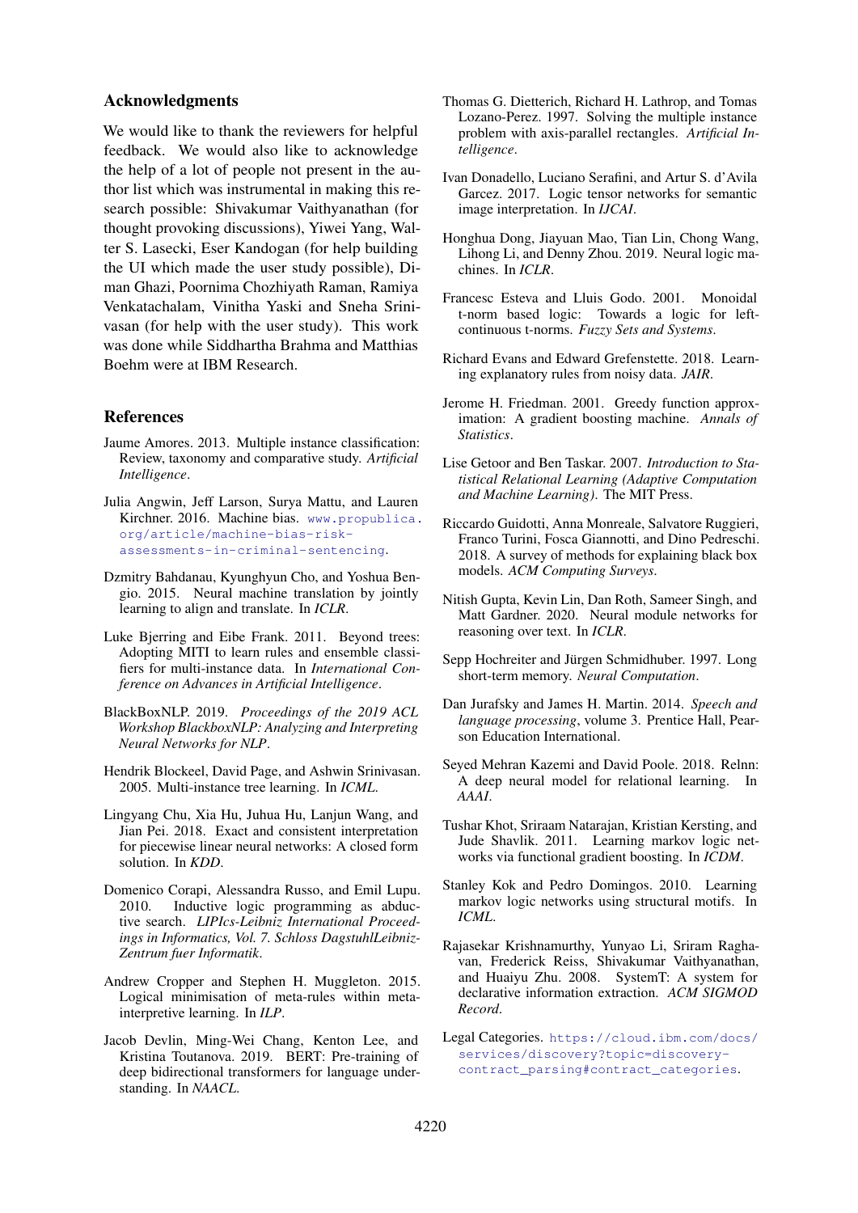## Acknowledgments

We would like to thank the reviewers for helpful feedback. We would also like to acknowledge the help of a lot of people not present in the author list which was instrumental in making this research possible: Shivakumar Vaithyanathan (for thought provoking discussions), Yiwei Yang, Walter S. Lasecki, Eser Kandogan (for help building the UI which made the user study possible), Diman Ghazi, Poornima Chozhiyath Raman, Ramiya Venkatachalam, Vinitha Yaski and Sneha Srinivasan (for help with the user study). This work was done while Siddhartha Brahma and Matthias Boehm were at IBM Research.

## References

Jaume Amores. 2013. Multiple instance classification: Review, taxonomy and comparative study. *Artificial Intelligence*.

Julia Angwin, Jeff Larson, Surya Mattu, and Lauren Kirchner. 2016. Machine bias. www.propublica.org/article/machine-bias-risk-assessments-in-criminal-sentencing.

Dzmitry Bahdanau, Kyunghyun Cho, and Yoshua Bengio. 2015. Neural machine translation by jointly learning to align and translate. In *ICLR*.

Luke Bjerring and Eibe Frank. 2011. Beyond trees: Adopting MITI to learn rules and ensemble classifiers for multi-instance data. In *International Conference on Advances in Artificial Intelligence*.

BlackBoxNLP. 2019. *Proceedings of the 2019 ACL Workshop BlackboxNLP: Analyzing and Interpreting Neural Networks for NLP*.

Hendrik Blockeel, David Page, and Ashwin Srinivasan. 2005. Multi-instance tree learning. In *ICML*.

Lingyang Chu, Xia Hu, Juhua Hu, Lanjun Wang, and Jian Pei. 2018. Exact and consistent interpretation for piecewise linear neural networks: A closed form solution. In *KDD*.

Domenico Corapi, Alessandra Russo, and Emil Lupu. 2010. Inductive logic programming as abductive search. *LIPIcs-Leibniz International Proceedings in Informatics, Vol. 7. Schloss DagstuhlLeibniz-Zentrum fuer Informatik*.

Andrew Cropper and Stephen H. Muggleton. 2015. Logical minimisation of meta-rules within meta-interpretive learning. In *ILP*.

Jacob Devlin, Ming-Wei Chang, Kenton Lee, and Kristina Toutanova. 2019. BERT: Pre-training of deep bidirectional transformers for language understanding. In *NAACL*.

Thomas G. Dietterich, Richard H. Lathrop, and Tomas Lozano-Perez. 1997. Solving the multiple instance problem with axis-parallel rectangles. *Artificial Intelligence*.

Ivan Donadello, Luciano Serafini, and Artur S. d'Avila Garcez. 2017. Logic tensor networks for semantic image interpretation. In *IJCAI*.

Honghua Dong, Jiayuan Mao, Tian Lin, Chong Wang, Lihong Li, and Denny Zhou. 2019. Neural logic machines. In *ICLR*.

Francesc Esteva and Lluis Godo. 2001. Monoidal t-norm based logic: Towards a logic for left-continuous t-norms. *Fuzzy Sets and Systems*.

Richard Evans and Edward Grefenstette. 2018. Learning explanatory rules from noisy data. *JAIR*.

Jerome H. Friedman. 2001. Greedy function approximation: A gradient boosting machine. *Annals of Statistics*.

Lise Getoor and Ben Taskar. 2007. *Introduction to Statistical Relational Learning (Adaptive Computation and Machine Learning)*. The MIT Press.

Riccardo Guidotti, Anna Monreale, Salvatore Ruggieri, Franco Turini, Fosca Giannotti, and Dino Pedreschi. 2018. A survey of methods for explaining black box models. *ACM Computing Surveys*.

Nitish Gupta, Kevin Lin, Dan Roth, Sameer Singh, and Matt Gardner. 2020. Neural module networks for reasoning over text. In *ICLR*.

Sepp Hochreiter and Jürgen Schmidhuber. 1997. Long short-term memory. *Neural Computation*.

Dan Jurafsky and James H. Martin. 2014. *Speech and language processing*, volume 3. Prentice Hall, Pearson Education International.

Seyed Mehran Kazemi and David Poole. 2018. Relnn: A deep neural model for relational learning. In *AAAI*.

Tushar Khot, Sriraam Natarajan, Kristian Kersting, and Jude Shavlik. 2011. Learning markov logic networks via functional gradient boosting. In *ICDM*.

Stanley Kok and Pedro Domingos. 2010. Learning markov logic networks using structural motifs. In *ICML*.

Rajasekar Krishnamurthy, Yunyao Li, Sriram Raghavan, Frederick Reiss, Shivakumar Vaithyanathan, and Huaiyu Zhu. 2008. SystemT: A system for declarative information extraction. *ACM SIGMOD Record*.

Legal Categories. https://cloud.ibm.com/docs/services/discovery?topic=discovery-contract_parsing#contract_categories.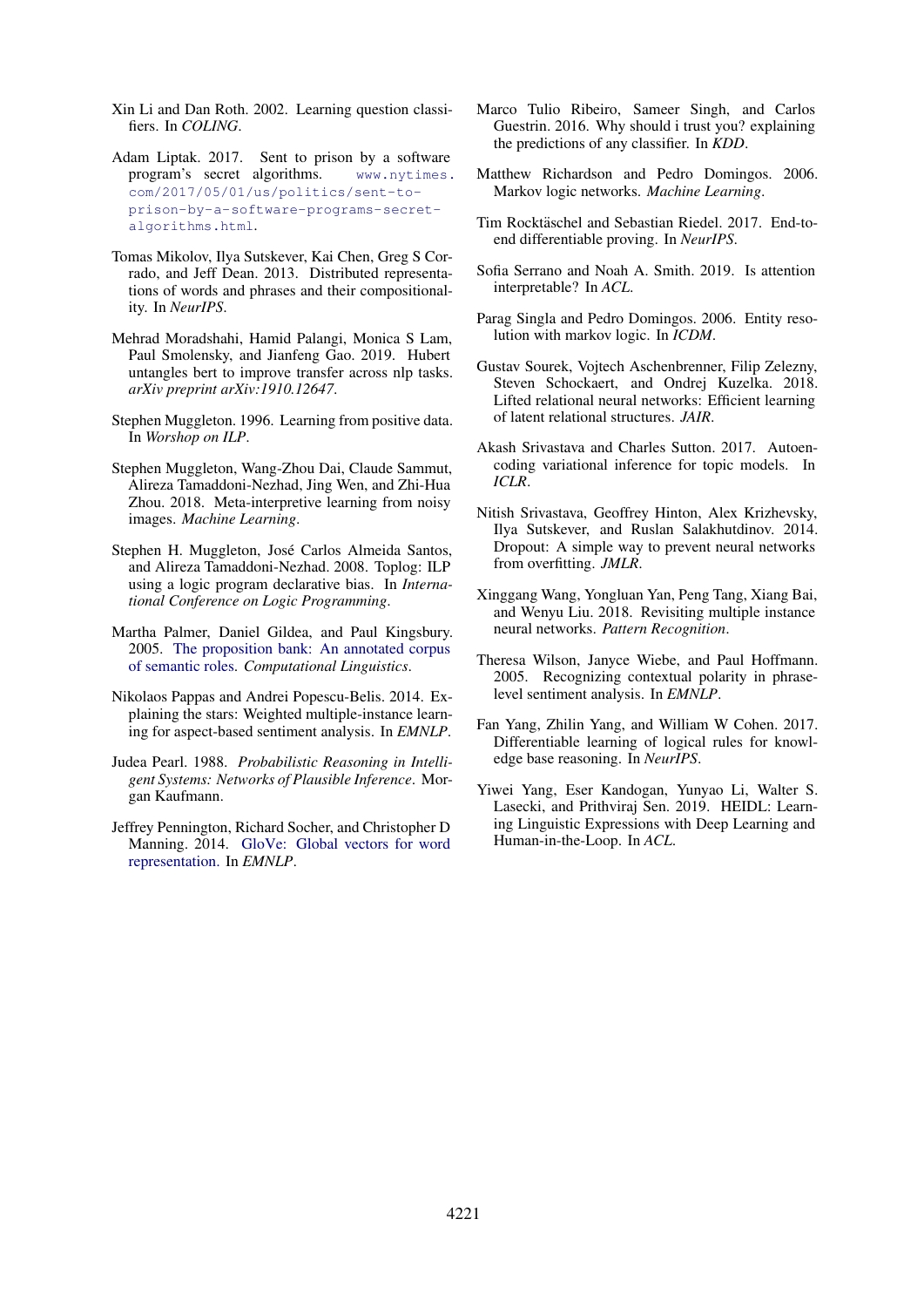Xin Li and Dan Roth. 2002. Learning question classifiers. In *COLING*.

Adam Liptak. 2017. Sent to prison by a software program's secret algorithms. www.nytimes.com/2017/05/01/us/politics/sent-to-prison-by-a-software-programs-secret-algorithms.html.

Tomas Mikolov, Ilya Sutskever, Kai Chen, Greg S Corrado, and Jeff Dean. 2013. Distributed representations of words and phrases and their compositionality. In *NeurIPS*.

Mehrad Moradshahi, Hamid Palangi, Monica S Lam, Paul Smolensky, and Jianfeng Gao. 2019. Hubert untangles bert to improve transfer across nlp tasks. *arXiv preprint arXiv:1910.12647*.

Stephen Muggleton. 1996. Learning from positive data. In *Worshop on ILP*.

Stephen Muggleton, Wang-Zhou Dai, Claude Sammut, Alireza Tamaddoni-Nezhad, Jing Wen, and Zhi-Hua Zhou. 2018. Meta-interpretive learning from noisy images. *Machine Learning*.

Stephen H. Muggleton, José Carlos Almeida Santos, and Alireza Tamaddoni-Nezhad. 2008. Toplog: ILP using a logic program declarative bias. In *International Conference on Logic Programming*.

Martha Palmer, Daniel Gildea, and Paul Kingsbury. 2005. The proposition bank: An annotated corpus of semantic roles. *Computational Linguistics*.

Nikolaos Pappas and Andrei Popescu-Belis. 2014. Explaining the stars: Weighted multiple-instance learning for aspect-based sentiment analysis. In *EMNLP*.

Judea Pearl. 1988. *Probabilistic Reasoning in Intelligent Systems: Networks of Plausible Inference*. Morgan Kaufmann.

Jeffrey Pennington, Richard Socher, and Christopher D Manning. 2014. GloVe: Global vectors for word representation. In *EMNLP*.

Marco Tulio Ribeiro, Sameer Singh, and Carlos Guestrin. 2016. Why should i trust you? explaining the predictions of any classifier. In *KDD*.

Matthew Richardson and Pedro Domingos. 2006. Markov logic networks. *Machine Learning*.

Tim Rocktäschel and Sebastian Riedel. 2017. End-to-end differentiable proving. In *NeurIPS*.

Sofia Serrano and Noah A. Smith. 2019. Is attention interpretable? In *ACL*.

Parag Singla and Pedro Domingos. 2006. Entity resolution with markov logic. In *ICDM*.

Gustav Sourek, Vojtech Aschenbrenner, Filip Zelezny, Steven Schockaert, and Ondrej Kuzelka. 2018. Lifted relational neural networks: Efficient learning of latent relational structures. *JAIR*.

Akash Srivastava and Charles Sutton. 2017. Autoencoding variational inference for topic models. In *ICLR*.

Nitish Srivastava, Geoffrey Hinton, Alex Krizhevsky, Ilya Sutskever, and Ruslan Salakhutdinov. 2014. Dropout: A simple way to prevent neural networks from overfitting. *JMLR*.

Xinggang Wang, Yongluan Yan, Peng Tang, Xiang Bai, and Wenyu Liu. 2018. Revisiting multiple instance neural networks. *Pattern Recognition*.

Theresa Wilson, Janyce Wiebe, and Paul Hoffmann. 2005. Recognizing contextual polarity in phrase-level sentiment analysis. In *EMNLP*.

Fan Yang, Zhilin Yang, and William W Cohen. 2017. Differentiable learning of logical rules for knowledge base reasoning. In *NeurIPS*.

Yiwei Yang, Eser Kandogan, Yunyao Li, Walter S. Lasecki, and Prithviraj Sen. 2019. HEIDL: Learning Linguistic Expressions with Deep Learning and Human-in-the-Loop. In *ACL*.